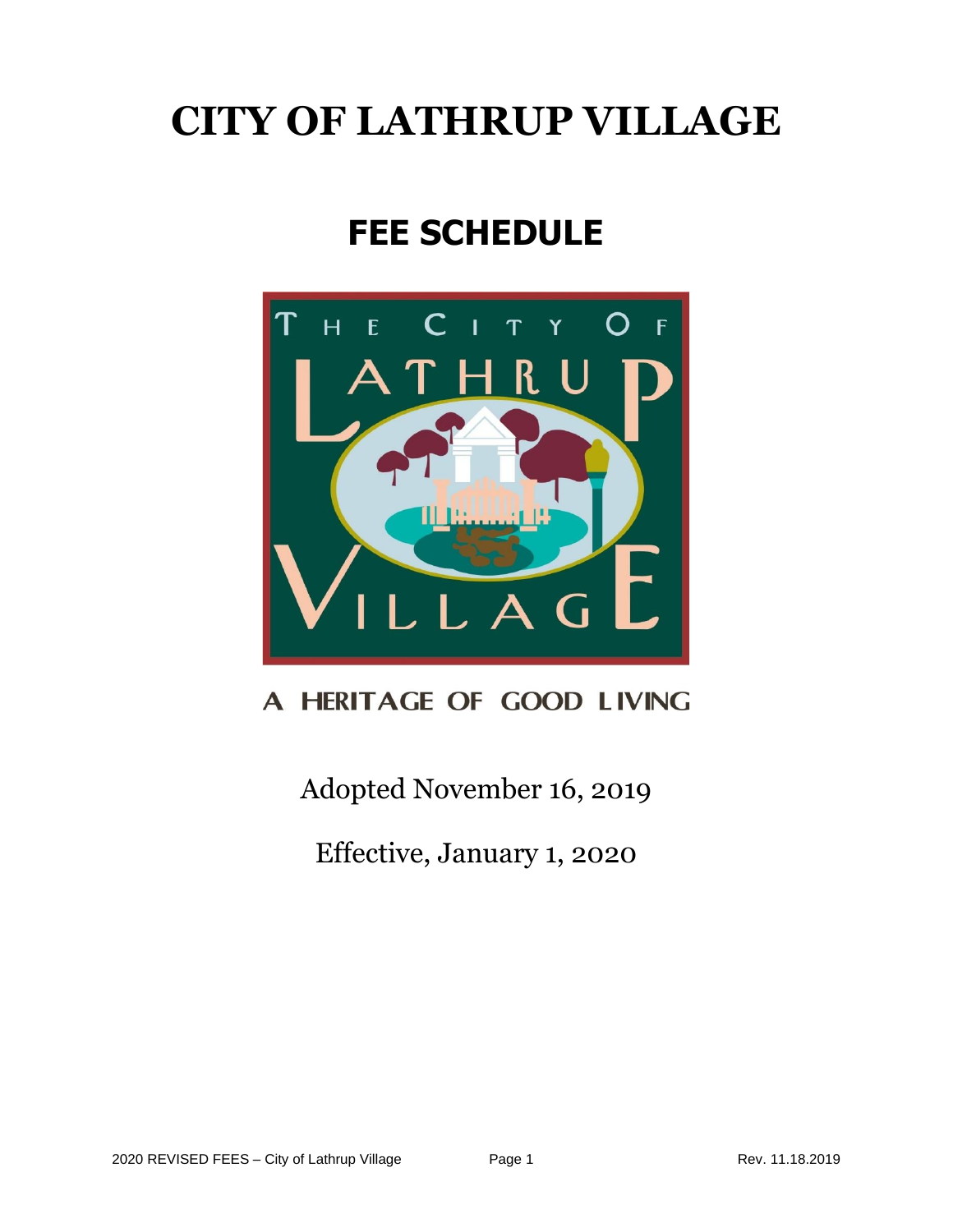# CITY OF LATHRUP VILLAGE

## FEE SCHEDULE

A HERITAGE OF GOOD LIVING

Adopted November 16, 2019

Effective, January 1, 2020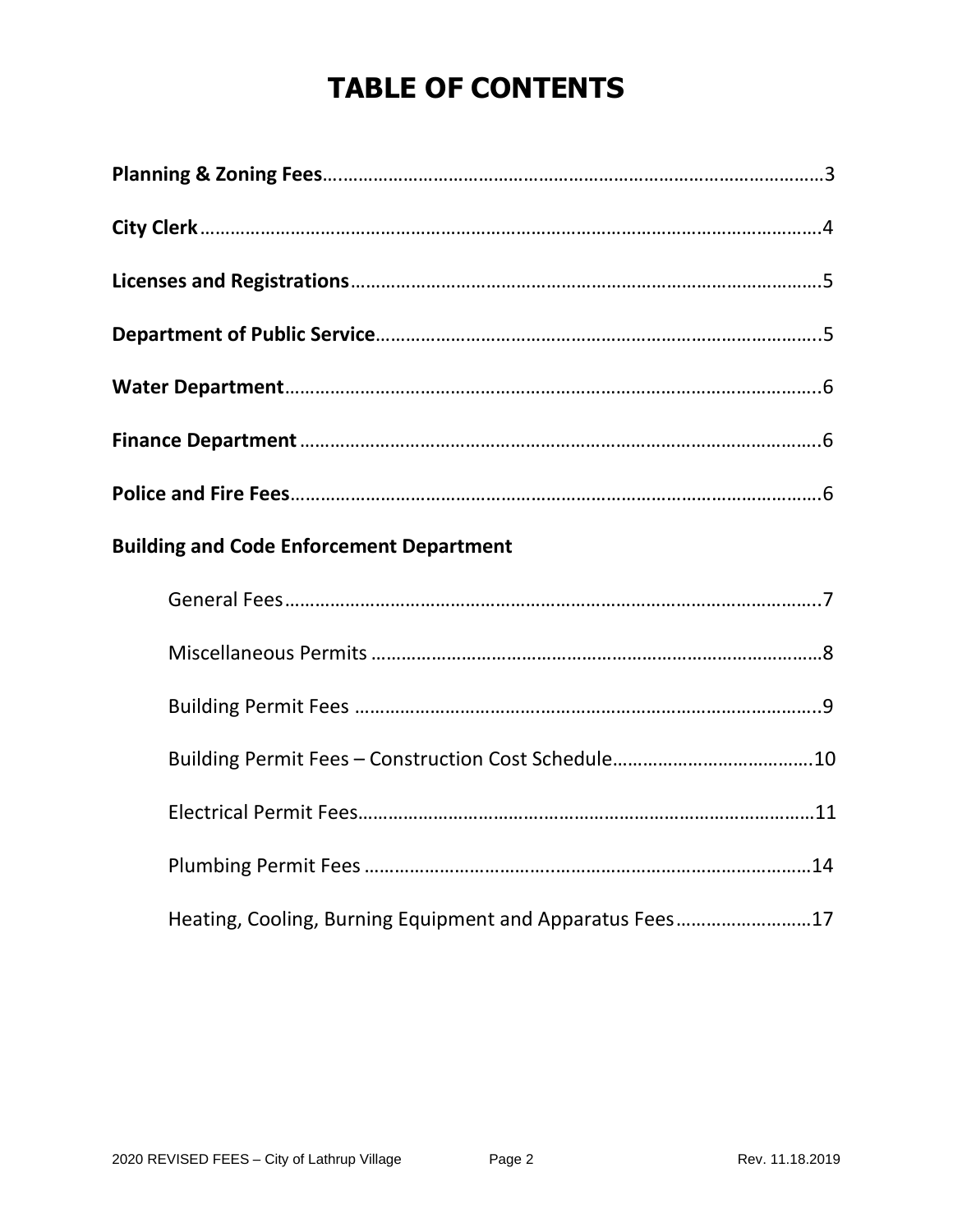# TABLE OF CONTENTS

**Planning & Zoning Fees**……………………………………………………………………………………3

**City Clerk**………………………………………………………………………………………………………4

**Licenses and Registrations**…………………………………………………………………………………5

**Department of Public Service**……………………………………………………………………………..5

**Water Department**…………………………………………………………………………………………..6

**Finance Department** …………………………………………………………………………………………6

**Police and Fire Fees**………………………………………………………………………………………….6

**Building and Code Enforcement Department**

- General Fees……………………………………………………………………………………………..7
- Miscellaneous Permits ………………………………………………………………………………8
- Building Permit Fees ………………………………………………………………………………..9
- Building Permit Fees – Construction Cost Schedule…………………………………….10
- Electrical Permit Fees………………………………………………………………………………11
- Plumbing Permit Fees ……………………………………………………………………………14
- Heating, Cooling, Burning Equipment and Apparatus Fees………………………17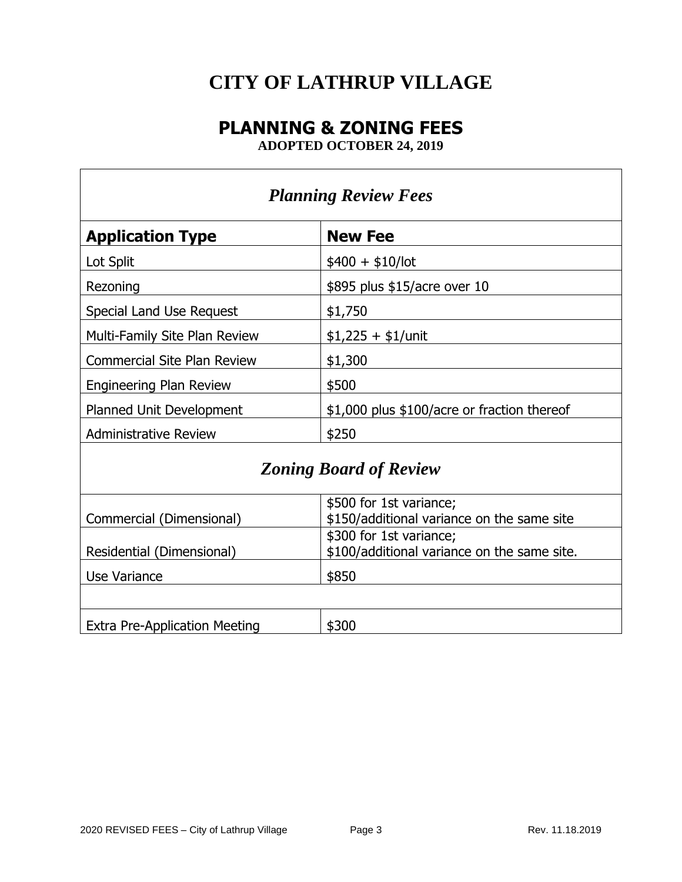# CITY OF LATHRUP VILLAGE

## PLANNING & ZONING FEES

**ADOPTED OCTOBER 24, 2019**

| *Planning Review Fees* | |
|---|---|
| **Application Type** | **New Fee** |
| Lot Split | $400 + $10/lot |
| Rezoning | $895 plus $15/acre over 10 |
| Special Land Use Request | $1,750 |
| Multi-Family Site Plan Review | $1,225 + $1/unit |
| Commercial Site Plan Review | $1,300 |
| Engineering Plan Review | $500 |
| Planned Unit Development | $1,000 plus $100/acre or fraction thereof |
| Administrative Review | $250 |
| *Zoning Board of Review* | |
| Commercial (Dimensional) | $500 for 1st variance; $150/additional variance on the same site |
| Residential (Dimensional) | $300 for 1st variance; $100/additional variance on the same site. |
| Use Variance | $850 |
| | |
| Extra Pre-Application Meeting | $300 |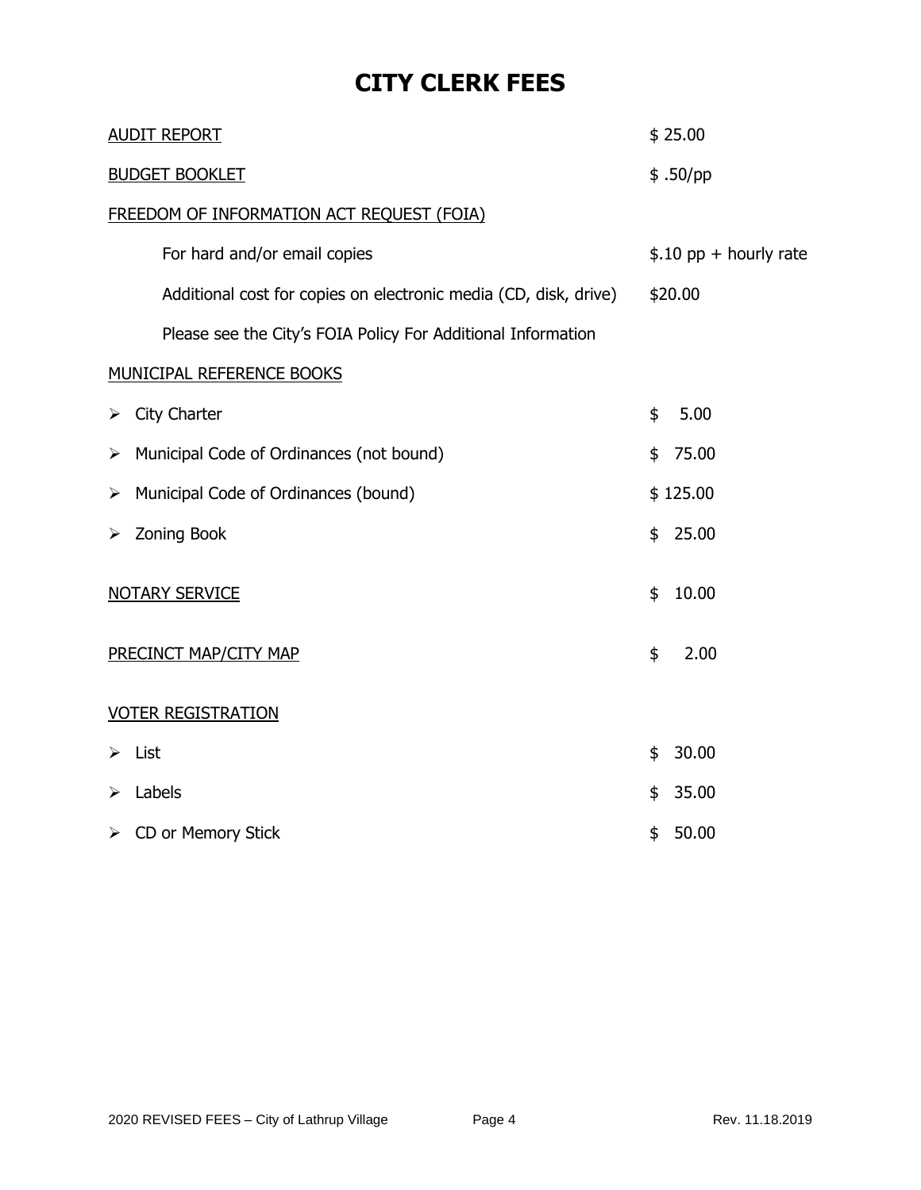# CITY CLERK FEES

| Item | Fee |
|---|---|
| AUDIT REPORT | $ 25.00 |
| BUDGET BOOKLET | $ .50/pp |
| FREEDOM OF INFORMATION ACT REQUEST (FOIA) | |
| For hard and/or email copies | $.10 pp + hourly rate |
| Additional cost for copies on electronic media (CD, disk, drive) | $20.00 |
| Please see the City's FOIA Policy For Additional Information | |
| MUNICIPAL REFERENCE BOOKS | |
| ➢ City Charter | $ 5.00 |
| ➢ Municipal Code of Ordinances (not bound) | $ 75.00 |
| ➢ Municipal Code of Ordinances (bound) | $ 125.00 |
| ➢ Zoning Book | $ 25.00 |
| NOTARY SERVICE | $ 10.00 |
| PRECINCT MAP/CITY MAP | $ 2.00 |
| VOTER REGISTRATION | |
| ➢ List | $ 30.00 |
| ➢ Labels | $ 35.00 |
| ➢ CD or Memory Stick | $ 50.00 |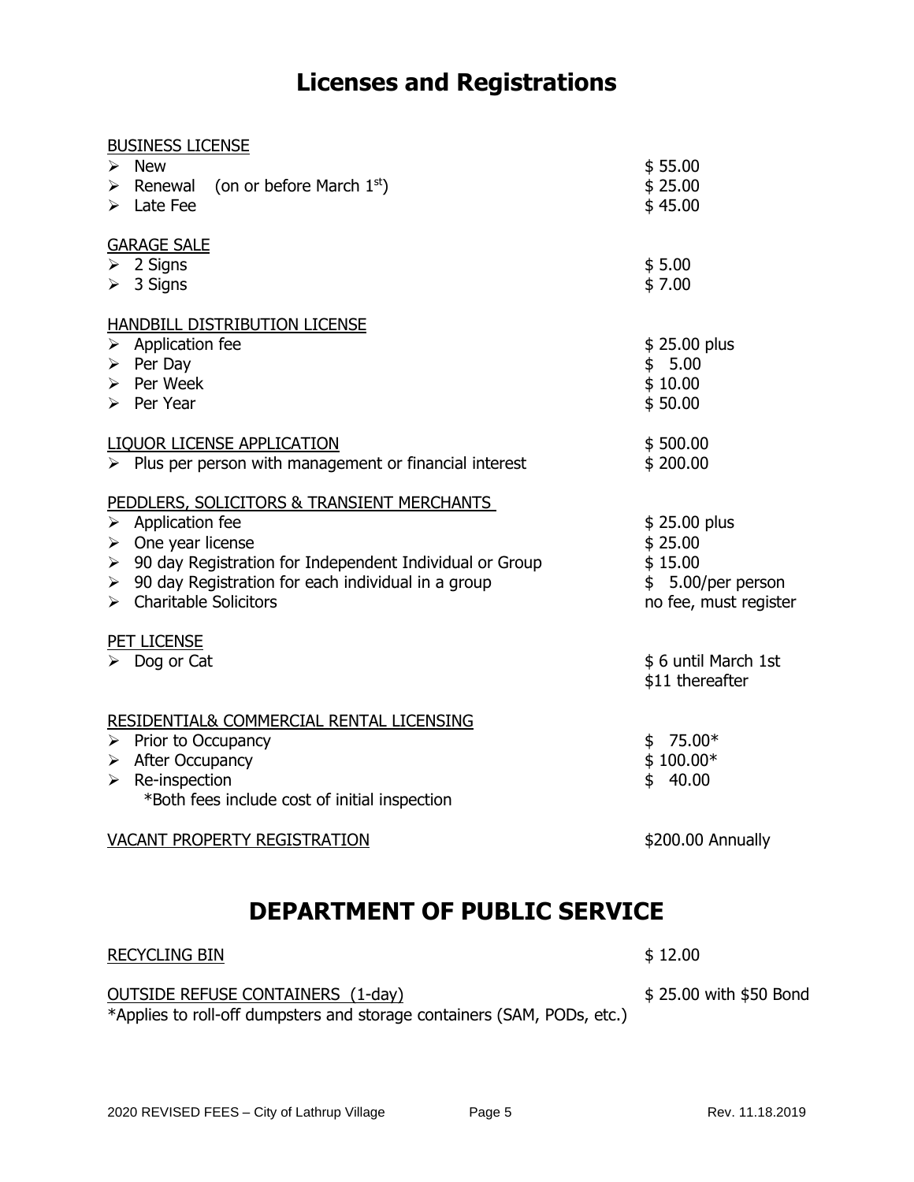# Licenses and Registrations

| | |
|---|---|
| <u>BUSINESS LICENSE</u> | |
| ➢ New | \$ 55.00 |
| ➢ Renewal (on or before March 1st) | \$ 25.00 |
| ➢ Late Fee | \$ 45.00 |
| <u>GARAGE SALE</u> | |
| ➢ 2 Signs | \$ 5.00 |
| ➢ 3 Signs | \$ 7.00 |
| <u>HANDBILL DISTRIBUTION LICENSE</u> | |
| ➢ Application fee | \$ 25.00 plus |
| ➢ Per Day | \$ 5.00 |
| ➢ Per Week | \$ 10.00 |
| ➢ Per Year | \$ 50.00 |
| <u>LIQUOR LICENSE APPLICATION</u> | \$ 500.00 |
| ➢ Plus per person with management or financial interest | \$ 200.00 |
| <u>PEDDLERS, SOLICITORS & TRANSIENT MERCHANTS</u> | |
| ➢ Application fee | \$ 25.00 plus |
| ➢ One year license | \$ 25.00 |
| ➢ 90 day Registration for Independent Individual or Group | \$ 15.00 |
| ➢ 90 day Registration for each individual in a group | \$ 5.00/per person |
| ➢ Charitable Solicitors | no fee, must register |
| <u>PET LICENSE</u> | |
| ➢ Dog or Cat | \$ 6 until March 1st<br>\$11 thereafter |
| <u>RESIDENTIAL& COMMERCIAL RENTAL LICENSING</u> | |
| ➢ Prior to Occupancy | \$ 75.00* |
| ➢ After Occupancy | \$ 100.00* |
| ➢ Re-inspection | \$ 40.00 |
| *Both fees include cost of initial inspection | |
| <u>VACANT PROPERTY REGISTRATION</u> | \$200.00 Annually |

# DEPARTMENT OF PUBLIC SERVICE

| | |
|---|---|
| <u>RECYCLING BIN</u> | \$ 12.00 |
| <u>OUTSIDE REFUSE CONTAINERS (1-day)</u> | \$ 25.00 with \$50 Bond |

*Applies to roll-off dumpsters and storage containers (SAM, PODs, etc.)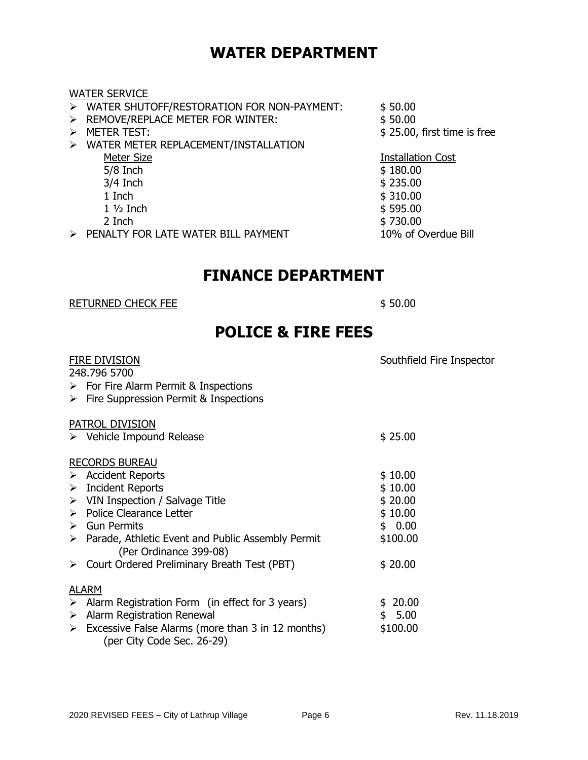# WATER DEPARTMENT

WATER SERVICE

- WATER SHUTOFF/RESTORATION FOR NON-PAYMENT: $ 50.00
- REMOVE/REPLACE METER FOR WINTER: $ 50.00
- METER TEST: $ 25.00, first time is free
- WATER METER REPLACEMENT/INSTALLATION

| Meter Size | Installation Cost |
|---|---|
| 5/8 Inch | $ 180.00 |
| 3/4 Inch | $ 235.00 |
| 1 Inch | $ 310.00 |
| 1 ½ Inch | $ 595.00 |
| 2 Inch | $ 730.00 |

- PENALTY FOR LATE WATER BILL PAYMENT 10% of Overdue Bill

# FINANCE DEPARTMENT

RETURNED CHECK FEE $ 50.00

# POLICE & FIRE FEES

FIRE DIVISION Southfield Fire Inspector
248.796 5700

- For Fire Alarm Permit & Inspections
- Fire Suppression Permit & Inspections

PATROL DIVISION

- Vehicle Impound Release $ 25.00

RECORDS BUREAU

- Accident Reports $ 10.00
- Incident Reports $ 10.00
- VIN Inspection / Salvage Title $ 20.00
- Police Clearance Letter $ 10.00
- Gun Permits $ 0.00
- Parade, Athletic Event and Public Assembly Permit (Per Ordinance 399-08) $100.00
- Court Ordered Preliminary Breath Test (PBT) $ 20.00

ALARM

- Alarm Registration Form (in effect for 3 years) $ 20.00
- Alarm Registration Renewal $ 5.00
- Excessive False Alarms (more than 3 in 12 months) (per City Code Sec. 26-29) $100.00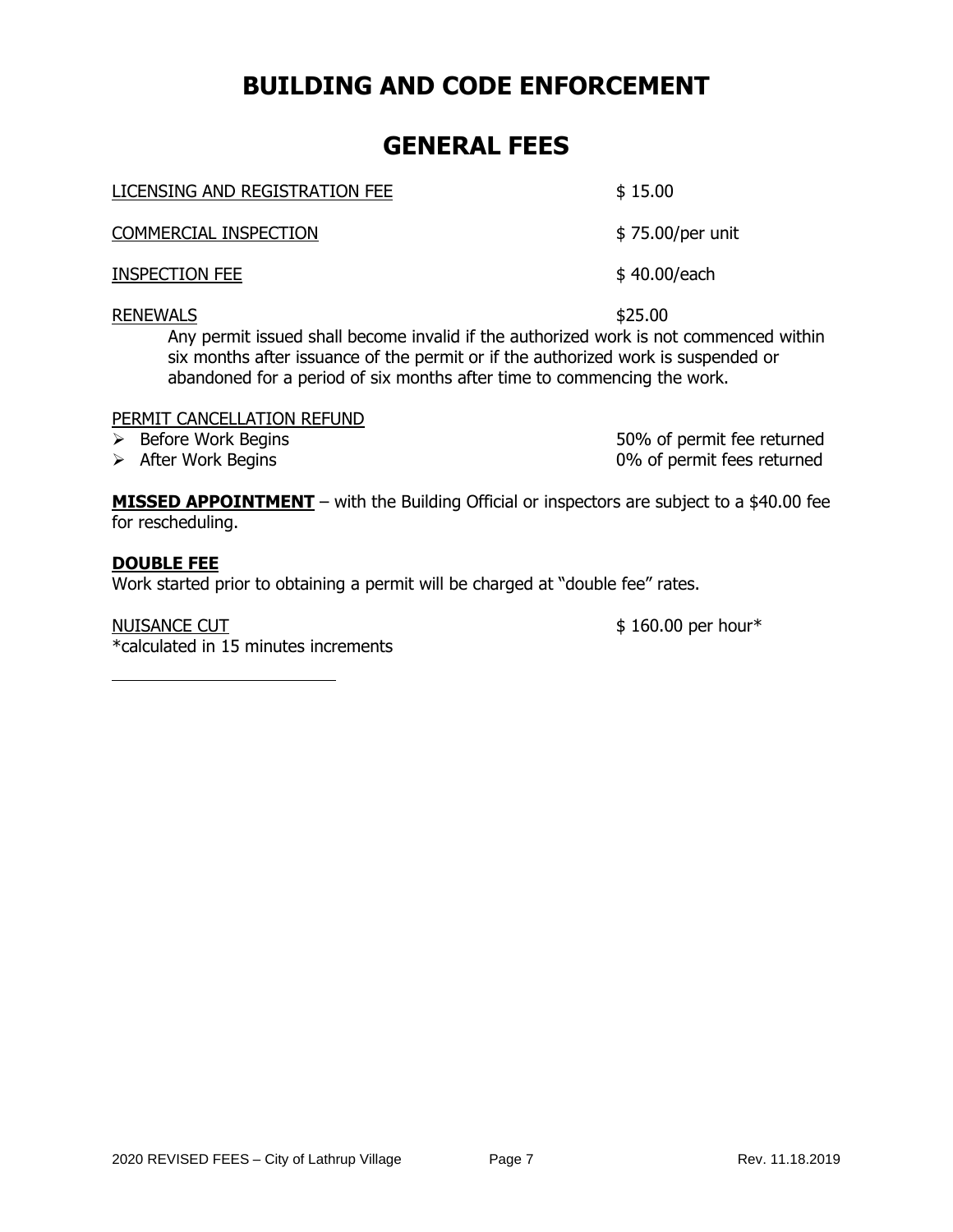# BUILDING AND CODE ENFORCEMENT

## GENERAL FEES

| | |
|---|---|
| LICENSING AND REGISTRATION FEE | $ 15.00 |
| COMMERCIAL INSPECTION | $ 75.00/per unit |
| INSPECTION FEE | $ 40.00/each |
| RENEWALS | $25.00 |

Any permit issued shall become invalid if the authorized work is not commenced within six months after issuance of the permit or if the authorized work is suspended or abandoned for a period of six months after time to commencing the work.

PERMIT CANCELLATION REFUND

- Before Work Begins — 50% of permit fee returned
- After Work Begins — 0% of permit fees returned

**MISSED APPOINTMENT** – with the Building Official or inspectors are subject to a $40.00 fee for rescheduling.

**DOUBLE FEE**

Work started prior to obtaining a permit will be charged at "double fee" rates.

NUISANCE CUT — $ 160.00 per hour*

*calculated in 15 minutes increments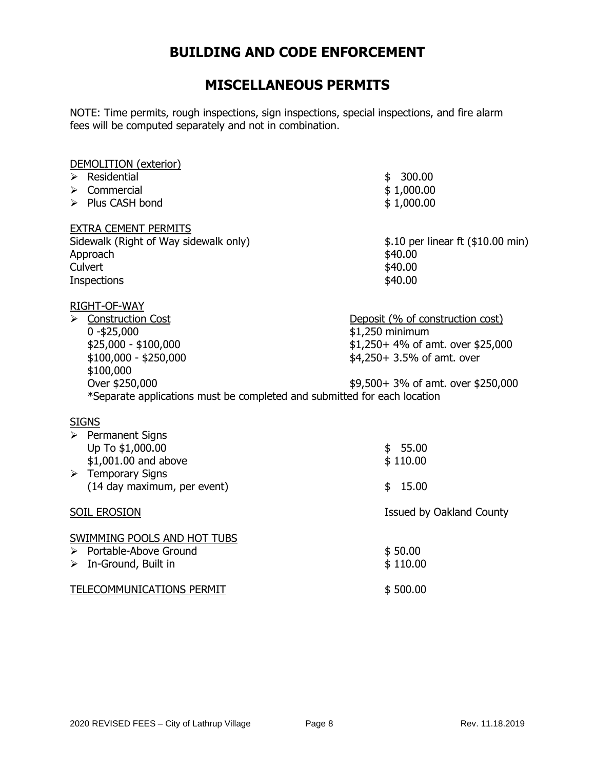# BUILDING AND CODE ENFORCEMENT

## MISCELLANEOUS PERMITS

NOTE: Time permits, rough inspections, sign inspections, special inspections, and fire alarm fees will be computed separately and not in combination.

### DEMOLITION (exterior)

| | |
|---|---|
| ➢ Residential | $ 300.00 |
| ➢ Commercial | $ 1,000.00 |
| ➢ Plus CASH bond | $ 1,000.00 |

### EXTRA CEMENT PERMITS

| | |
|---|---|
| Sidewalk (Right of Way sidewalk only) | $.10 per linear ft ($10.00 min) |
| Approach | $40.00 |
| Culvert | $40.00 |
| Inspections | $40.00 |

### RIGHT-OF-WAY

| ➢ Construction Cost | Deposit (% of construction cost) |
|---|---|
| 0 -$25,000 | $1,250 minimum |
| $25,000 - $100,000 | $1,250+ 4% of amt. over $25,000 |
| $100,000 - $250,000 | $4,250+ 3.5% of amt. over $100,000 |
| Over $250,000 | $9,500+ 3% of amt. over $250,000 |

*Separate applications must be completed and submitted for each location

### SIGNS

| | |
|---|---|
| ➢ Permanent Signs | |
| Up To $1,000.00 | $ 55.00 |
| $1,001.00 and above | $ 110.00 |
| ➢ Temporary Signs (14 day maximum, per event) | $ 15.00 |

| | |
|---|---|
| SOIL EROSION | Issued by Oakland County |

### SWIMMING POOLS AND HOT TUBS

| | |
|---|---|
| ➢ Portable-Above Ground | $ 50.00 |
| ➢ In-Ground, Built in | $ 110.00 |

| | |
|---|---|
| TELECOMMUNICATIONS PERMIT | $ 500.00 |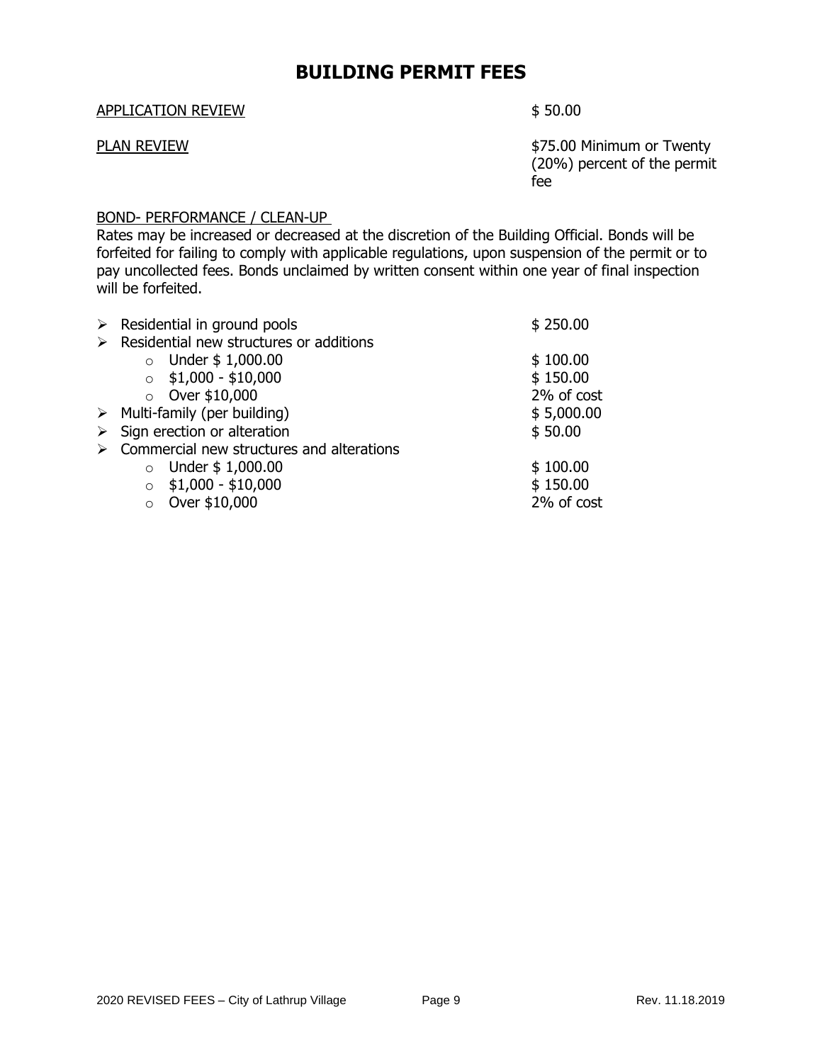# BUILDING PERMIT FEES

<u>APPLICATION REVIEW</u> — $ 50.00

<u>PLAN REVIEW</u> — $75.00 Minimum or Twenty (20%) percent of the permit fee

<u>BOND- PERFORMANCE / CLEAN-UP</u>

Rates may be increased or decreased at the discretion of the Building Official. Bonds will be forfeited for failing to comply with applicable regulations, upon suspension of the permit or to pay uncollected fees. Bonds unclaimed by written consent within one year of final inspection will be forfeited.

- Residential in ground pools — $ 250.00
- Residential new structures or additions
  - Under $ 1,000.00 — $ 100.00
  - $1,000 - $10,000 — $ 150.00
  - Over $10,000 — 2% of cost
- Multi-family (per building) — $ 5,000.00
- Sign erection or alteration — $ 50.00
- Commercial new structures and alterations
  - Under $ 1,000.00 — $ 100.00
  - $1,000 - $10,000 — $ 150.00
  - Over $10,000 — 2% of cost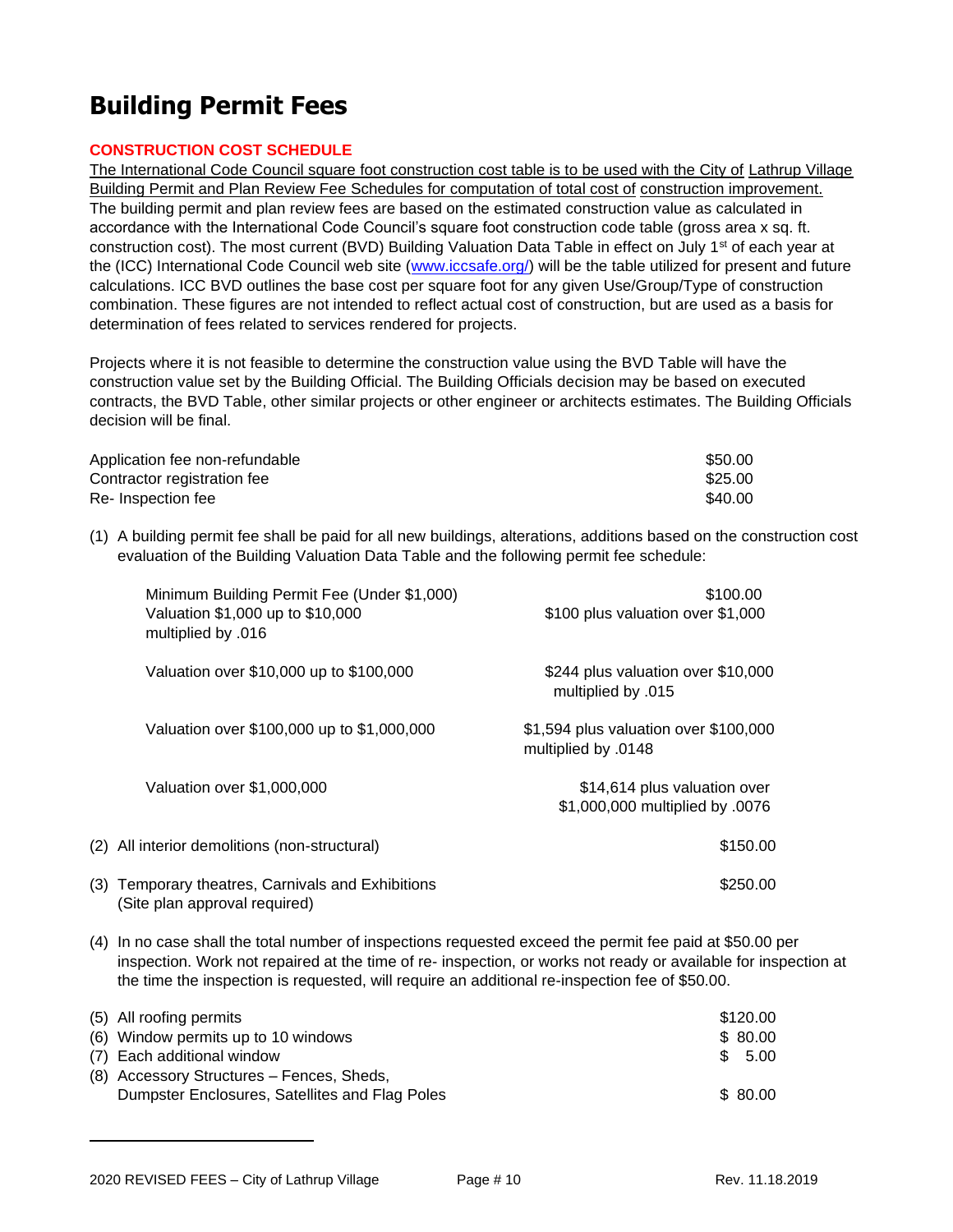# Building Permit Fees

**CONSTRUCTION COST SCHEDULE**

The International Code Council square foot construction cost table is to be used with the City of Lathrup Village Building Permit and Plan Review Fee Schedules for computation of total cost of construction improvement. The building permit and plan review fees are based on the estimated construction value as calculated in accordance with the International Code Council's square foot construction code table (gross area x sq. ft. construction cost). The most current (BVD) Building Valuation Data Table in effect on July 1st of each year at the (ICC) International Code Council web site (www.iccsafe.org/) will be the table utilized for present and future calculations. ICC BVD outlines the base cost per square foot for any given Use/Group/Type of construction combination. These figures are not intended to reflect actual cost of construction, but are used as a basis for determination of fees related to services rendered for projects.

Projects where it is not feasible to determine the construction value using the BVD Table will have the construction value set by the Building Official. The Building Officials decision may be based on executed contracts, the BVD Table, other similar projects or other engineer or architects estimates. The Building Officials decision will be final.

| | |
|---|---|
| Application fee non-refundable | $50.00 |
| Contractor registration fee | $25.00 |
| Re- Inspection fee | $40.00 |

(1) A building permit fee shall be paid for all new buildings, alterations, additions based on the construction cost evaluation of the Building Valuation Data Table and the following permit fee schedule:

| | |
|---|---|
| Minimum Building Permit Fee (Under $1,000) | $100.00 |
| Valuation $1,000 up to $10,000 | $100 plus valuation over $1,000 multiplied by .016 |
| Valuation over $10,000 up to $100,000 | $244 plus valuation over $10,000 multiplied by .015 |
| Valuation over $100,000 up to $1,000,000 | $1,594 plus valuation over $100,000 multiplied by .0148 |
| Valuation over $1,000,000 | $14,614 plus valuation over $1,000,000 multiplied by .0076 |

(2) All interior demolitions (non-structural) — $150.00

(3) Temporary theatres, Carnivals and Exhibitions (Site plan approval required) — $250.00

(4) In no case shall the total number of inspections requested exceed the permit fee paid at $50.00 per inspection. Work not repaired at the time of re- inspection, or works not ready or available for inspection at the time the inspection is requested, will require an additional re-inspection fee of $50.00.

| | |
|---|---|
| (5) All roofing permits | $120.00 |
| (6) Window permits up to 10 windows | $ 80.00 |
| (7) Each additional window | $ 5.00 |
| (8) Accessory Structures – Fences, Sheds, Dumpster Enclosures, Satellites and Flag Poles | $ 80.00 |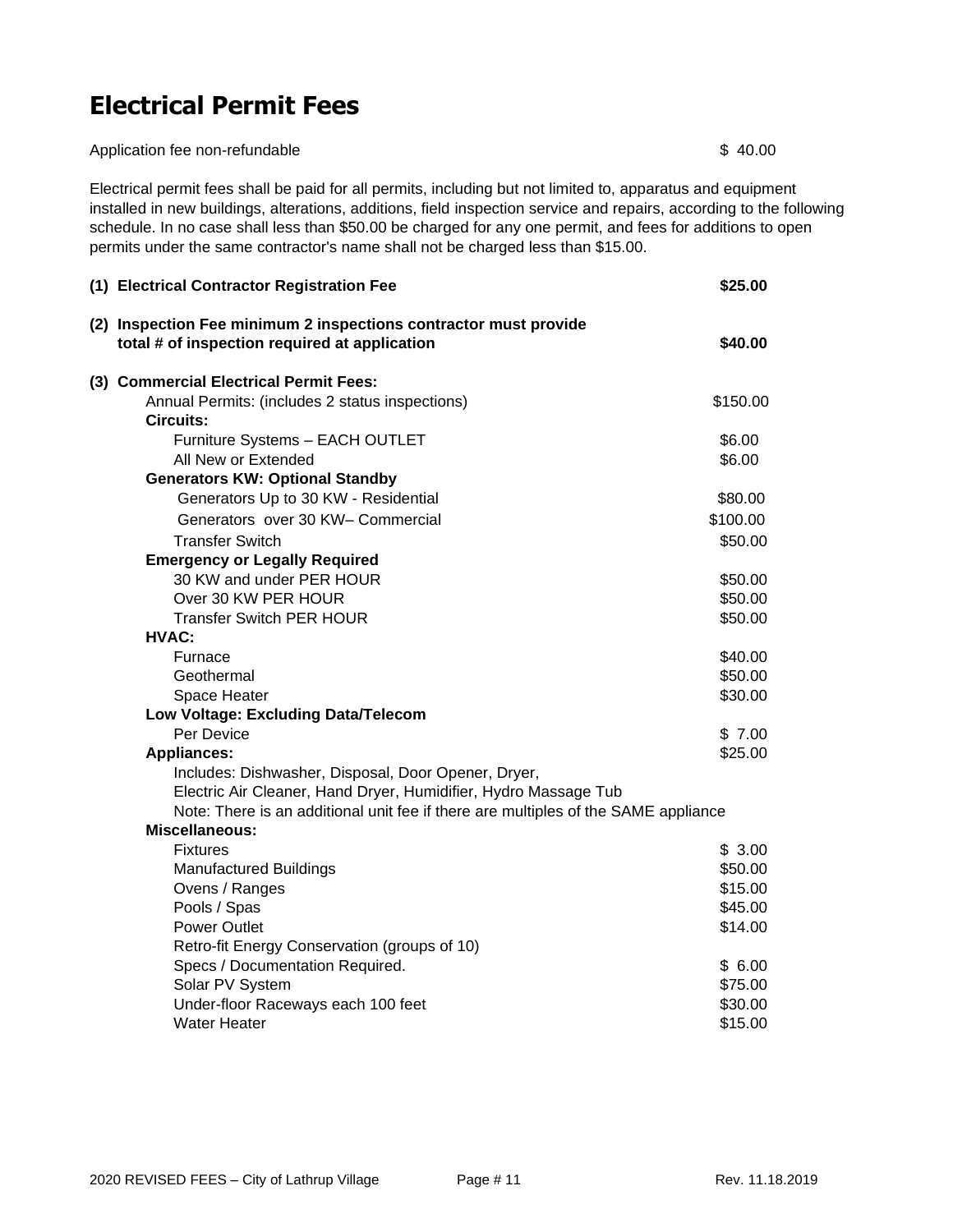# Electrical Permit Fees

| Application fee non-refundable | $ 40.00 |
|---|---|

Electrical permit fees shall be paid for all permits, including but not limited to, apparatus and equipment installed in new buildings, alterations, additions, field inspection service and repairs, according to the following schedule. In no case shall less than $50.00 be charged for any one permit, and fees for additions to open permits under the same contractor's name shall not be charged less than $15.00.

| Item | Fee |
|---|---|
| **(1) Electrical Contractor Registration Fee** | **$25.00** |
| **(2) Inspection Fee minimum 2 inspections contractor must provide total # of inspection required at application** | **$40.00** |
| **(3) Commercial Electrical Permit Fees:** | |
| Annual Permits: (includes 2 status inspections) | $150.00 |
| **Circuits:** | |
| Furniture Systems – EACH OUTLET | $6.00 |
| All New or Extended | $6.00 |
| **Generators KW: Optional Standby** | |
| Generators Up to 30 KW - Residential | $80.00 |
| Generators over 30 KW– Commercial | $100.00 |
| Transfer Switch | $50.00 |
| **Emergency or Legally Required** | |
| 30 KW and under PER HOUR | $50.00 |
| Over 30 KW PER HOUR | $50.00 |
| Transfer Switch PER HOUR | $50.00 |
| **HVAC:** | |
| Furnace | $40.00 |
| Geothermal | $50.00 |
| Space Heater | $30.00 |
| **Low Voltage: Excluding Data/Telecom** | |
| Per Device | $ 7.00 |
| **Appliances:** | $25.00 |
| Includes: Dishwasher, Disposal, Door Opener, Dryer, Electric Air Cleaner, Hand Dryer, Humidifier, Hydro Massage Tub | |
| Note: There is an additional unit fee if there are multiples of the SAME appliance | |
| **Miscellaneous:** | |
| Fixtures | $ 3.00 |
| Manufactured Buildings | $50.00 |
| Ovens / Ranges | $15.00 |
| Pools / Spas | $45.00 |
| Power Outlet | $14.00 |
| Retro-fit Energy Conservation (groups of 10) Specs / Documentation Required. | $ 6.00 |
| Solar PV System | $75.00 |
| Under-floor Raceways each 100 feet | $30.00 |
| Water Heater | $15.00 |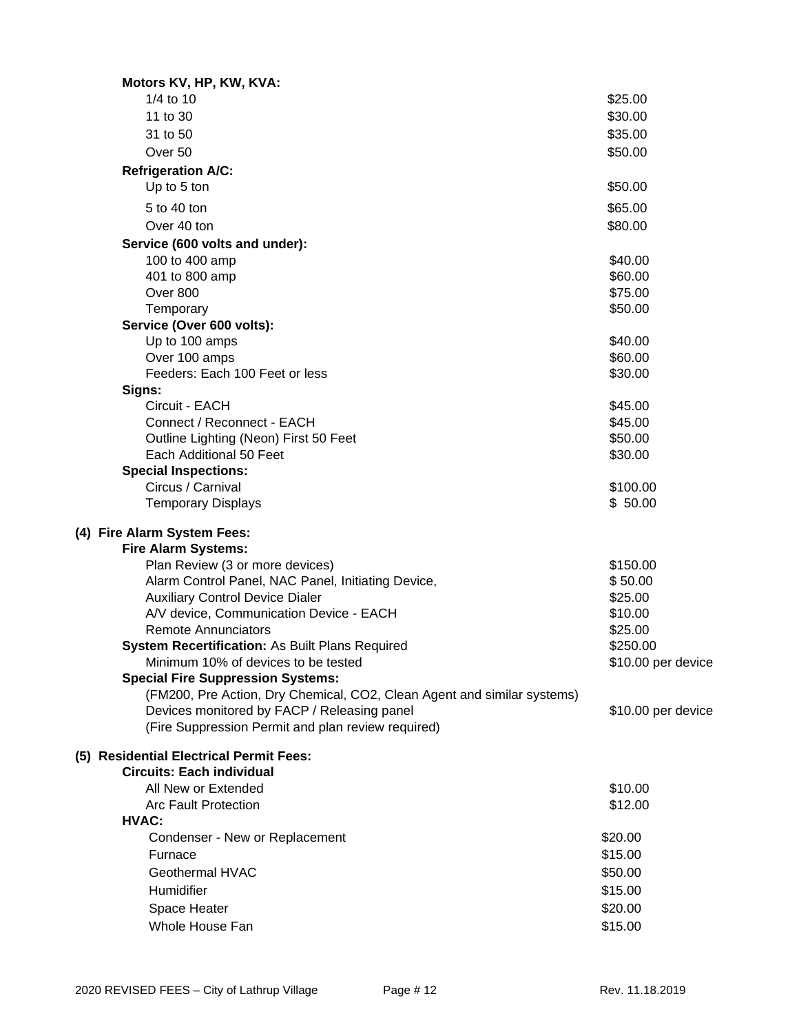**Motors KV, HP, KW, KVA:**

| | |
|---|---|
| 1/4 to 10 | $25.00 |
| 11 to 30 | $30.00 |
| 31 to 50 | $35.00 |
| Over 50 | $50.00 |

**Refrigeration A/C:**

| | |
|---|---|
| Up to 5 ton | $50.00 |
| 5 to 40 ton | $65.00 |
| Over 40 ton | $80.00 |

**Service (600 volts and under):**

| | |
|---|---|
| 100 to 400 amp | $40.00 |
| 401 to 800 amp | $60.00 |
| Over 800 | $75.00 |
| Temporary | $50.00 |

**Service (Over 600 volts):**

| | |
|---|---|
| Up to 100 amps | $40.00 |
| Over 100 amps | $60.00 |
| Feeders: Each 100 Feet or less | $30.00 |

**Signs:**

| | |
|---|---|
| Circuit - EACH | $45.00 |
| Connect / Reconnect - EACH | $45.00 |
| Outline Lighting (Neon) First 50 Feet | $50.00 |
| Each Additional 50 Feet | $30.00 |

**Special Inspections:**

| | |
|---|---|
| Circus / Carnival | $100.00 |
| Temporary Displays | $ 50.00 |

**(4) Fire Alarm System Fees:**

**Fire Alarm Systems:**

| | |
|---|---|
| Plan Review (3 or more devices) | $150.00 |
| Alarm Control Panel, NAC Panel, Initiating Device, | $ 50.00 |
| Auxiliary Control Device Dialer | $25.00 |
| A/V device, Communication Device - EACH | $10.00 |
| Remote Annunciators | $25.00 |
| **System Recertification:** As Built Plans Required | $250.00 |
| Minimum 10% of devices to be tested | $10.00 per device |

**Special Fire Suppression Systems:**

(FM200, Pre Action, Dry Chemical, CO2, Clean Agent and similar systems)

| | |
|---|---|
| Devices monitored by FACP / Releasing panel | $10.00 per device |

(Fire Suppression Permit and plan review required)

**(5) Residential Electrical Permit Fees:**

**Circuits: Each individual**

| | |
|---|---|
| All New or Extended | $10.00 |
| Arc Fault Protection | $12.00 |

**HVAC:**

| | |
|---|---|
| Condenser - New or Replacement | $20.00 |
| Furnace | $15.00 |
| Geothermal HVAC | $50.00 |
| Humidifier | $15.00 |
| Space Heater | $20.00 |
| Whole House Fan | $15.00 |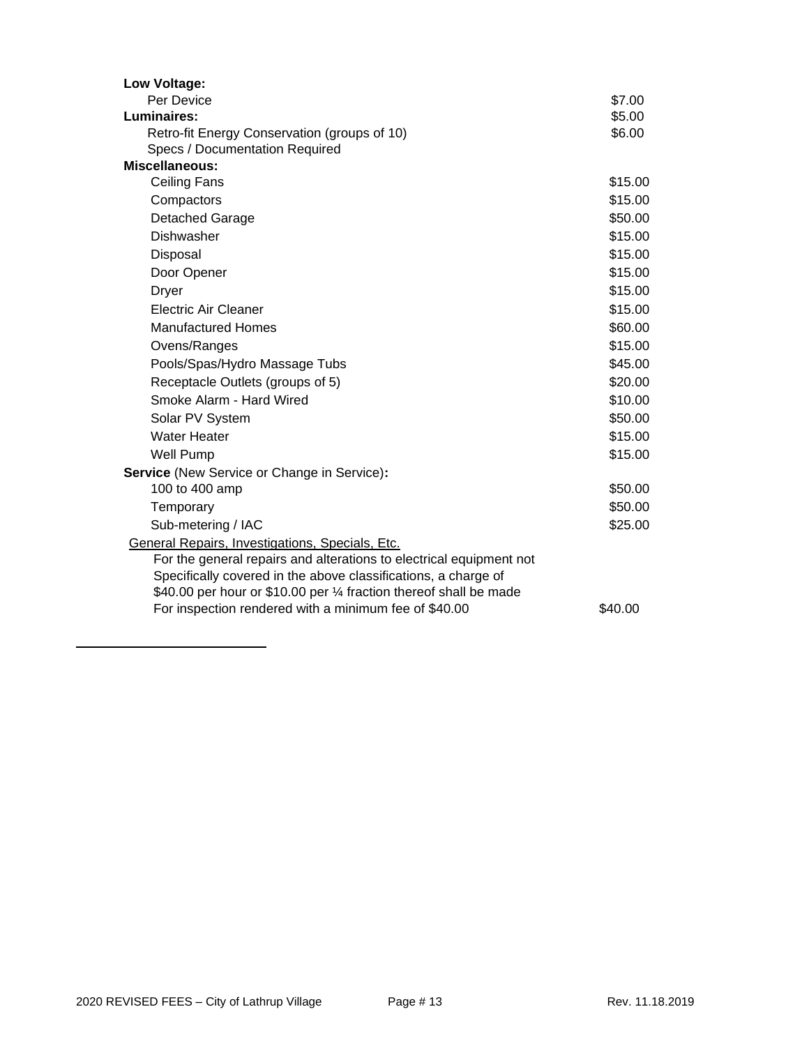| Item | Fee |
|---|---|
| **Low Voltage:** | |
| Per Device | $7.00 |
| **Luminaires:** | $5.00 |
| Retro-fit Energy Conservation (groups of 10) | $6.00 |
| Specs / Documentation Required | |
| **Miscellaneous:** | |
| Ceiling Fans | $15.00 |
| Compactors | $15.00 |
| Detached Garage | $50.00 |
| Dishwasher | $15.00 |
| Disposal | $15.00 |
| Door Opener | $15.00 |
| Dryer | $15.00 |
| Electric Air Cleaner | $15.00 |
| Manufactured Homes | $60.00 |
| Ovens/Ranges | $15.00 |
| Pools/Spas/Hydro Massage Tubs | $45.00 |
| Receptacle Outlets (groups of 5) | $20.00 |
| Smoke Alarm - Hard Wired | $10.00 |
| Solar PV System | $50.00 |
| Water Heater | $15.00 |
| Well Pump | $15.00 |
| **Service** (New Service or Change in Service)**:** | |
| 100 to 400 amp | $50.00 |
| Temporary | $50.00 |
| Sub-metering / IAC | $25.00 |
| General Repairs, Investigations, Specials, Etc. | |
| For the general repairs and alterations to electrical equipment not Specifically covered in the above classifications, a charge of $40.00 per hour or $10.00 per ¼ fraction thereof shall be made For inspection rendered with a minimum fee of $40.00 | $40.00 |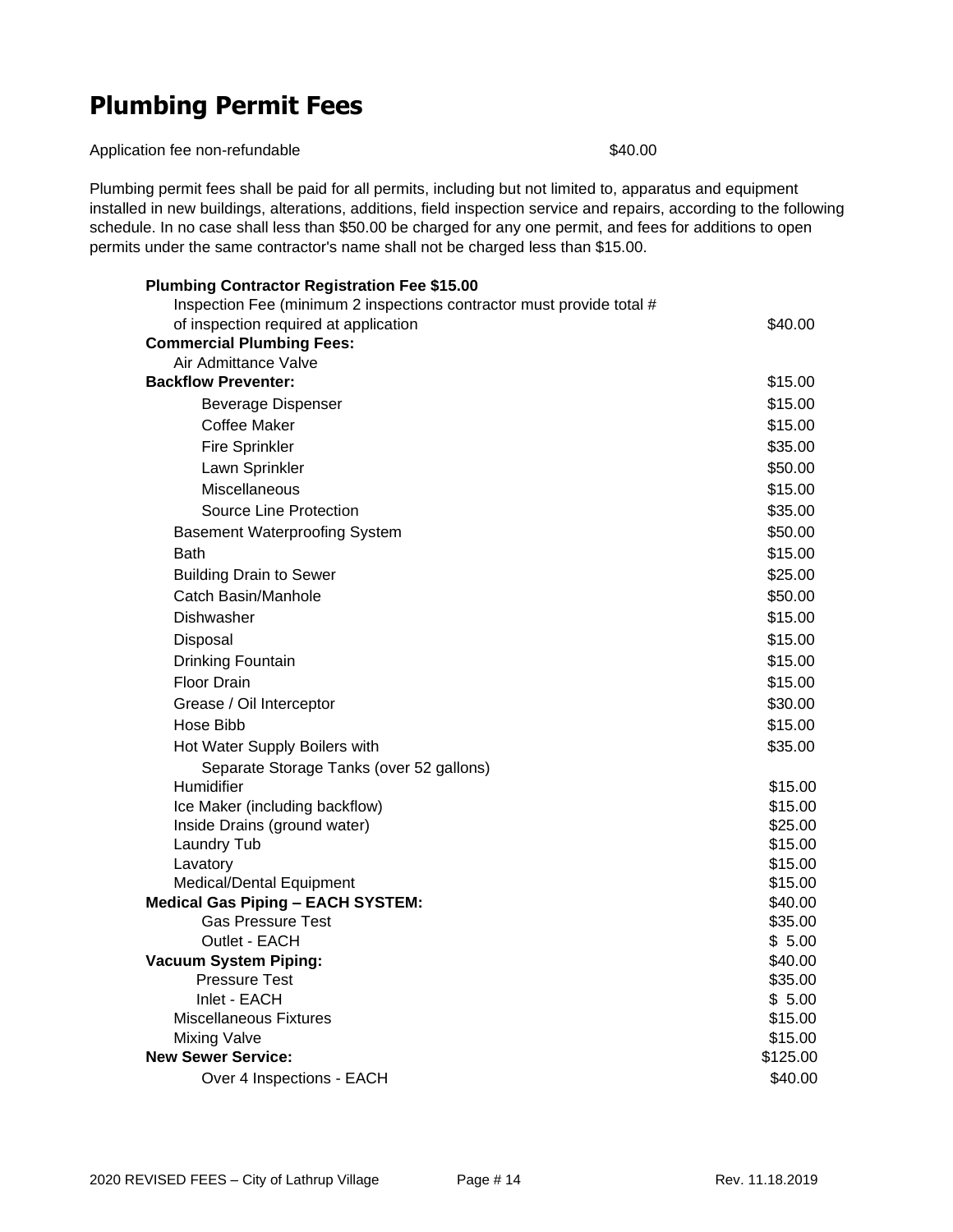# Plumbing Permit Fees

Application fee non-refundable $40.00

Plumbing permit fees shall be paid for all permits, including but not limited to, apparatus and equipment installed in new buildings, alterations, additions, field inspection service and repairs, according to the following schedule. In no case shall less than $50.00 be charged for any one permit, and fees for additions to open permits under the same contractor's name shall not be charged less than $15.00.

| Item | Fee |
|---|---|
| **Plumbing Contractor Registration Fee $15.00** | |
| Inspection Fee (minimum 2 inspections contractor must provide total # of inspection required at application | $40.00 |
| **Commercial Plumbing Fees:** | |
| Air Admittance Valve | |
| **Backflow Preventer:** | $15.00 |
| Beverage Dispenser | $15.00 |
| Coffee Maker | $15.00 |
| Fire Sprinkler | $35.00 |
| Lawn Sprinkler | $50.00 |
| Miscellaneous | $15.00 |
| Source Line Protection | $35.00 |
| Basement Waterproofing System | $50.00 |
| Bath | $15.00 |
| Building Drain to Sewer | $25.00 |
| Catch Basin/Manhole | $50.00 |
| Dishwasher | $15.00 |
| Disposal | $15.00 |
| Drinking Fountain | $15.00 |
| Floor Drain | $15.00 |
| Grease / Oil Interceptor | $30.00 |
| Hose Bibb | $15.00 |
| Hot Water Supply Boilers with Separate Storage Tanks (over 52 gallons) | $35.00 |
| Humidifier | $15.00 |
| Ice Maker (including backflow) | $15.00 |
| Inside Drains (ground water) | $25.00 |
| Laundry Tub | $15.00 |
| Lavatory | $15.00 |
| Medical/Dental Equipment | $15.00 |
| **Medical Gas Piping – EACH SYSTEM:** | $40.00 |
| Gas Pressure Test | $35.00 |
| Outlet - EACH | $ 5.00 |
| **Vacuum System Piping:** | $40.00 |
| Pressure Test | $35.00 |
| Inlet - EACH | $ 5.00 |
| Miscellaneous Fixtures | $15.00 |
| Mixing Valve | $15.00 |
| **New Sewer Service:** | $125.00 |
| Over 4 Inspections - EACH | $40.00 |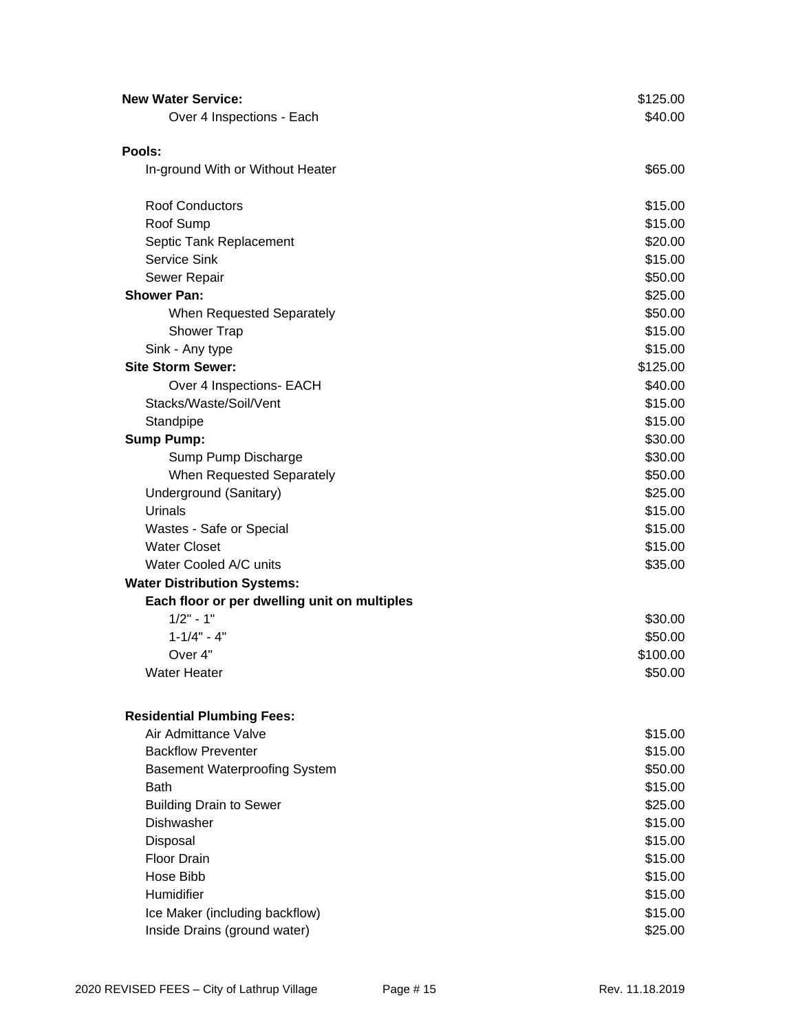| Item | Fee |
|---|---|
| **New Water Service:** | $125.00 |
| Over 4 Inspections - Each | $40.00 |
| | |
| **Pools:** | |
| In-ground With or Without Heater | $65.00 |
| | |
| Roof Conductors | $15.00 |
| Roof Sump | $15.00 |
| Septic Tank Replacement | $20.00 |
| Service Sink | $15.00 |
| Sewer Repair | $50.00 |
| **Shower Pan:** | $25.00 |
| When Requested Separately | $50.00 |
| Shower Trap | $15.00 |
| Sink - Any type | $15.00 |
| **Site Storm Sewer:** | $125.00 |
| Over 4 Inspections- EACH | $40.00 |
| Stacks/Waste/Soil/Vent | $15.00 |
| Standpipe | $15.00 |
| **Sump Pump:** | $30.00 |
| Sump Pump Discharge | $30.00 |
| When Requested Separately | $50.00 |
| Underground (Sanitary) | $25.00 |
| Urinals | $15.00 |
| Wastes - Safe or Special | $15.00 |
| Water Closet | $15.00 |
| Water Cooled A/C units | $35.00 |
| **Water Distribution Systems:** | |
| **Each floor or per dwelling unit on multiples** | |
| 1/2" - 1" | $30.00 |
| 1-1/4" - 4" | $50.00 |
| Over 4" | $100.00 |
| Water Heater | $50.00 |
| | |
| **Residential Plumbing Fees:** | |
| Air Admittance Valve | $15.00 |
| Backflow Preventer | $15.00 |
| Basement Waterproofing System | $50.00 |
| Bath | $15.00 |
| Building Drain to Sewer | $25.00 |
| Dishwasher | $15.00 |
| Disposal | $15.00 |
| Floor Drain | $15.00 |
| Hose Bibb | $15.00 |
| Humidifier | $15.00 |
| Ice Maker (including backflow) | $15.00 |
| Inside Drains (ground water) | $25.00 |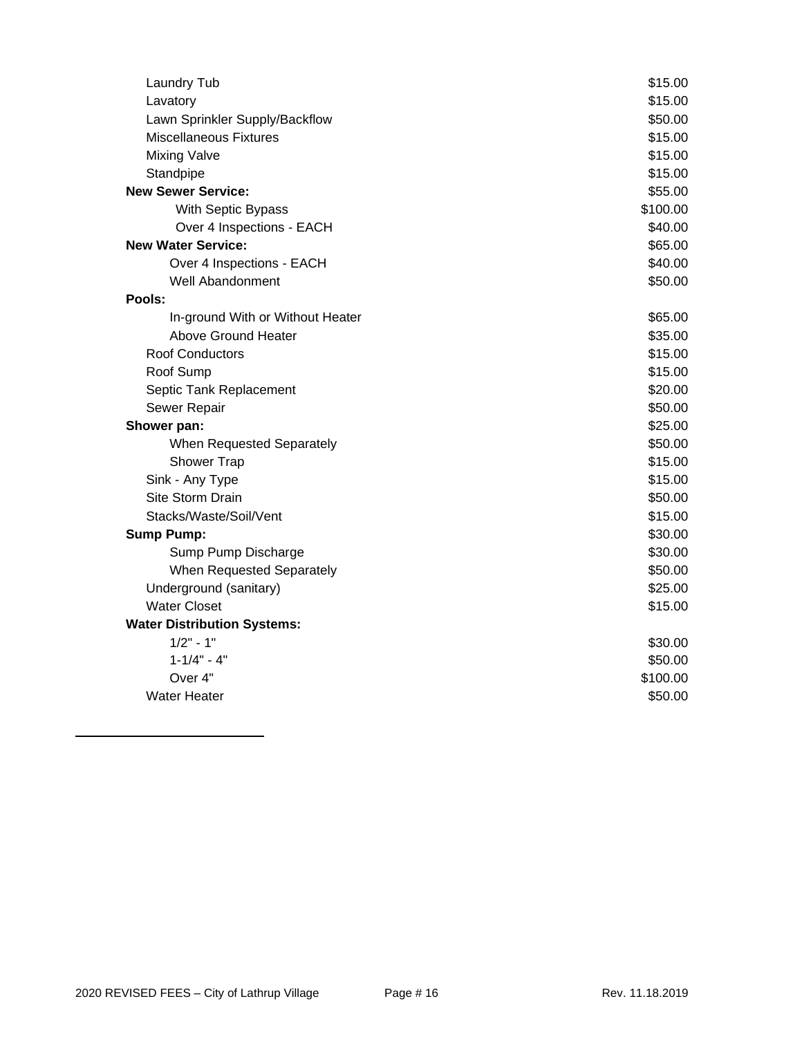| Item | Fee |
|---|---|
| Laundry Tub | $15.00 |
| Lavatory | $15.00 |
| Lawn Sprinkler Supply/Backflow | $50.00 |
| Miscellaneous Fixtures | $15.00 |
| Mixing Valve | $15.00 |
| Standpipe | $15.00 |
| **New Sewer Service:** | $55.00 |
| With Septic Bypass | $100.00 |
| Over 4 Inspections - EACH | $40.00 |
| **New Water Service:** | $65.00 |
| Over 4 Inspections - EACH | $40.00 |
| Well Abandonment | $50.00 |
| **Pools:** | |
| In-ground With or Without Heater | $65.00 |
| Above Ground Heater | $35.00 |
| Roof Conductors | $15.00 |
| Roof Sump | $15.00 |
| Septic Tank Replacement | $20.00 |
| Sewer Repair | $50.00 |
| **Shower pan:** | $25.00 |
| When Requested Separately | $50.00 |
| Shower Trap | $15.00 |
| Sink - Any Type | $15.00 |
| Site Storm Drain | $50.00 |
| Stacks/Waste/Soil/Vent | $15.00 |
| **Sump Pump:** | $30.00 |
| Sump Pump Discharge | $30.00 |
| When Requested Separately | $50.00 |
| Underground (sanitary) | $25.00 |
| Water Closet | $15.00 |
| **Water Distribution Systems:** | |
| 1/2" - 1" | $30.00 |
| 1-1/4" - 4" | $50.00 |
| Over 4" | $100.00 |
| Water Heater | $50.00 |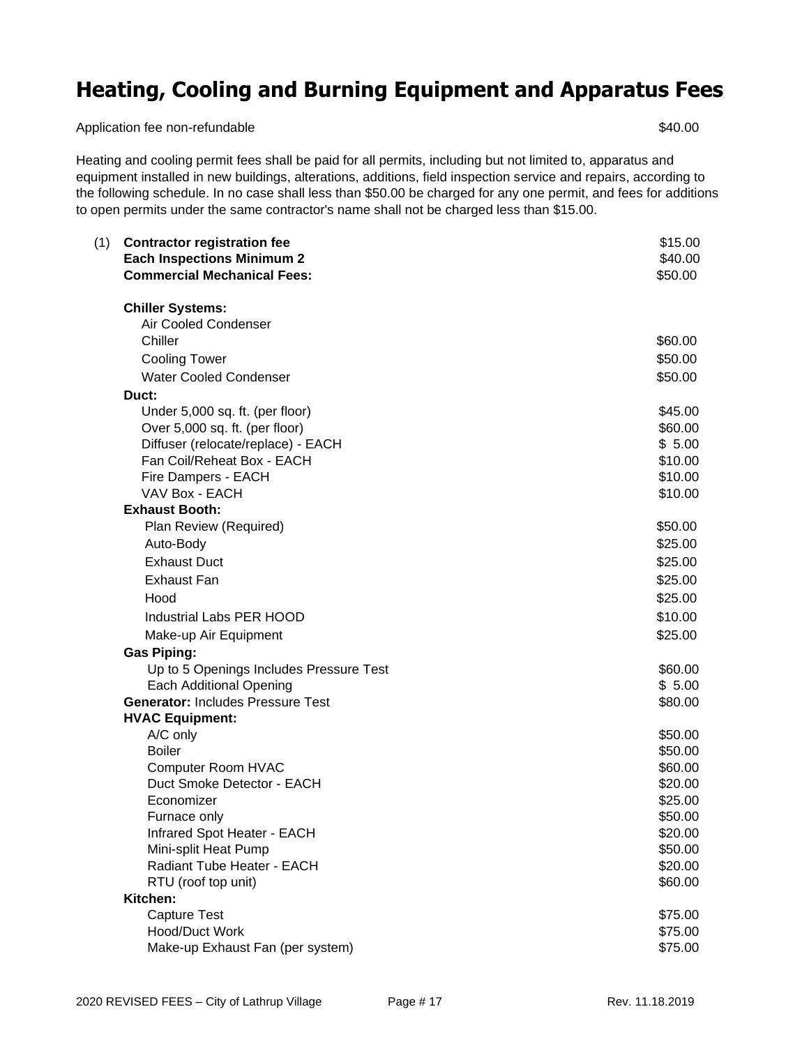# Heating, Cooling and Burning Equipment and Apparatus Fees

| | |
|---|---|
| Application fee non-refundable | $40.00 |

Heating and cooling permit fees shall be paid for all permits, including but not limited to, apparatus and equipment installed in new buildings, alterations, additions, field inspection service and repairs, according to the following schedule. In no case shall less than $50.00 be charged for any one permit, and fees for additions to open permits under the same contractor's name shall not be charged less than $15.00.

| | | |
|---|---|---|
| (1) | **Contractor registration fee** | $15.00 |
| | **Each Inspections Minimum 2** | $40.00 |
| | **Commercial Mechanical Fees:** | $50.00 |
| | **Chiller Systems:** | |
| | Air Cooled Condenser | |
| | Chiller | $60.00 |
| | Cooling Tower | $50.00 |
| | Water Cooled Condenser | $50.00 |
| | **Duct:** | |
| | Under 5,000 sq. ft. (per floor) | $45.00 |
| | Over 5,000 sq. ft. (per floor) | $60.00 |
| | Diffuser (relocate/replace) - EACH | $ 5.00 |
| | Fan Coil/Reheat Box - EACH | $10.00 |
| | Fire Dampers - EACH | $10.00 |
| | VAV Box - EACH | $10.00 |
| | **Exhaust Booth:** | |
| | Plan Review (Required) | $50.00 |
| | Auto-Body | $25.00 |
| | Exhaust Duct | $25.00 |
| | Exhaust Fan | $25.00 |
| | Hood | $25.00 |
| | Industrial Labs PER HOOD | $10.00 |
| | Make-up Air Equipment | $25.00 |
| | **Gas Piping:** | |
| | Up to 5 Openings Includes Pressure Test | $60.00 |
| | Each Additional Opening | $ 5.00 |
| | **Generator:** Includes Pressure Test | $80.00 |
| | **HVAC Equipment:** | |
| | A/C only | $50.00 |
| | Boiler | $50.00 |
| | Computer Room HVAC | $60.00 |
| | Duct Smoke Detector - EACH | $20.00 |
| | Economizer | $25.00 |
| | Furnace only | $50.00 |
| | Infrared Spot Heater - EACH | $20.00 |
| | Mini-split Heat Pump | $50.00 |
| | Radiant Tube Heater - EACH | $20.00 |
| | RTU (roof top unit) | $60.00 |
| | **Kitchen:** | |
| | Capture Test | $75.00 |
| | Hood/Duct Work | $75.00 |
| | Make-up Exhaust Fan (per system) | $75.00 |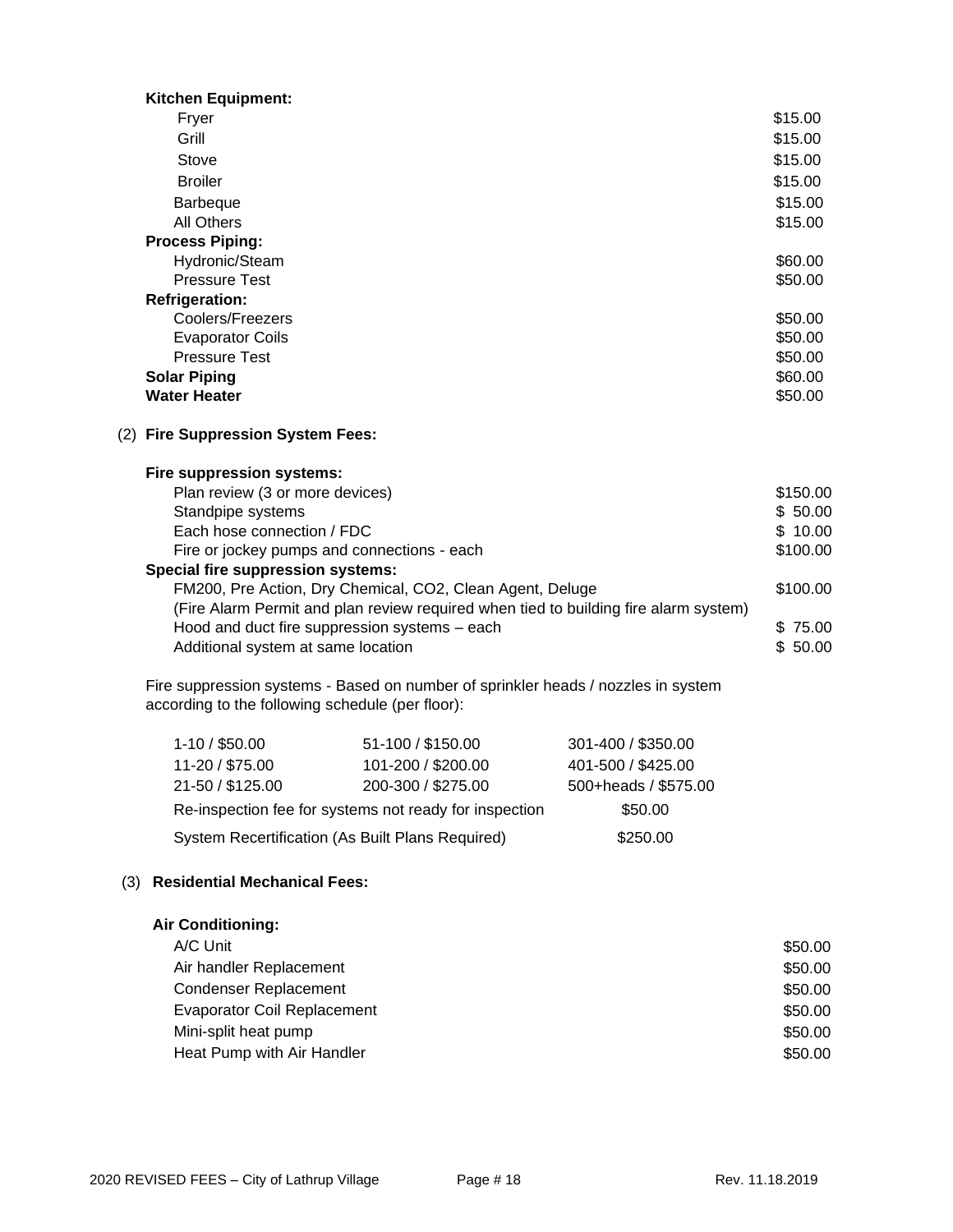**Kitchen Equipment:**

| | |
|---|---|
| Fryer | $15.00 |
| Grill | $15.00 |
| Stove | $15.00 |
| Broiler | $15.00 |
| Barbeque | $15.00 |
| All Others | $15.00 |
| **Process Piping:** | |
| Hydronic/Steam | $60.00 |
| Pressure Test | $50.00 |
| **Refrigeration:** | |
| Coolers/Freezers | $50.00 |
| Evaporator Coils | $50.00 |
| Pressure Test | $50.00 |
| **Solar Piping** | $60.00 |
| **Water Heater** | $50.00 |

(2) **Fire Suppression System Fees:**

**Fire suppression systems:**

| | |
|---|---|
| Plan review (3 or more devices) | $150.00 |
| Standpipe systems | $ 50.00 |
| Each hose connection / FDC | $ 10.00 |
| Fire or jockey pumps and connections - each | $100.00 |
| **Special fire suppression systems:** | |
| FM200, Pre Action, Dry Chemical, CO2, Clean Agent, Deluge (Fire Alarm Permit and plan review required when tied to building fire alarm system) | $100.00 |
| Hood and duct fire suppression systems – each | $ 75.00 |
| Additional system at same location | $ 50.00 |

Fire suppression systems - Based on number of sprinkler heads / nozzles in system according to the following schedule (per floor):

| | | |
|---|---|---|
| 1-10 / $50.00 | 51-100 / $150.00 | 301-400 / $350.00 |
| 11-20 / $75.00 | 101-200 / $200.00 | 401-500 / $425.00 |
| 21-50 / $125.00 | 200-300 / $275.00 | 500+heads / $575.00 |

| | |
|---|---|
| Re-inspection fee for systems not ready for inspection | $50.00 |
| System Recertification (As Built Plans Required) | $250.00 |

(3) **Residential Mechanical Fees:**

**Air Conditioning:**

| | |
|---|---|
| A/C Unit | $50.00 |
| Air handler Replacement | $50.00 |
| Condenser Replacement | $50.00 |
| Evaporator Coil Replacement | $50.00 |
| Mini-split heat pump | $50.00 |
| Heat Pump with Air Handler | $50.00 |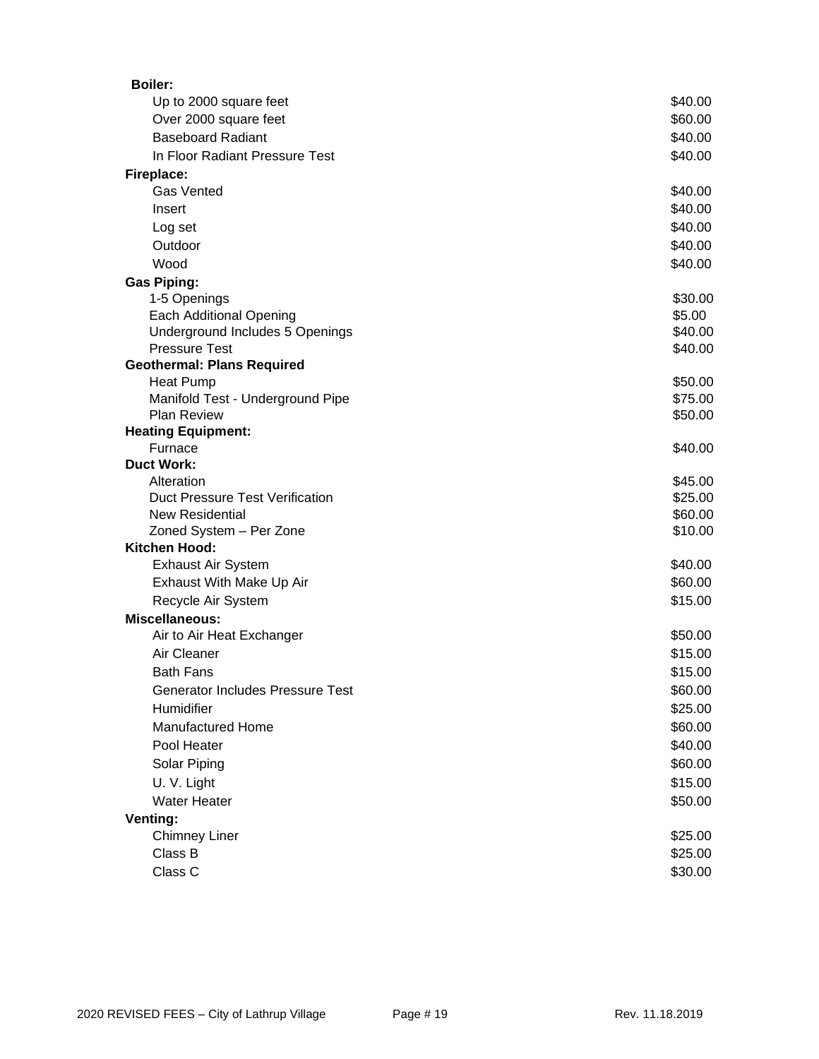| | |
|---|---|
| **Boiler:** | |
| Up to 2000 square feet | $40.00 |
| Over 2000 square feet | $60.00 |
| Baseboard Radiant | $40.00 |
| In Floor Radiant Pressure Test | $40.00 |
| **Fireplace:** | |
| Gas Vented | $40.00 |
| Insert | $40.00 |
| Log set | $40.00 |
| Outdoor | $40.00 |
| Wood | $40.00 |
| **Gas Piping:** | |
| 1-5 Openings | $30.00 |
| Each Additional Opening | $5.00 |
| Underground Includes 5 Openings | $40.00 |
| Pressure Test | $40.00 |
| **Geothermal: Plans Required** | |
| Heat Pump | $50.00 |
| Manifold Test - Underground Pipe | $75.00 |
| Plan Review | $50.00 |
| **Heating Equipment:** | |
| Furnace | $40.00 |
| **Duct Work:** | |
| Alteration | $45.00 |
| Duct Pressure Test Verification | $25.00 |
| New Residential | $60.00 |
| Zoned System – Per Zone | $10.00 |
| **Kitchen Hood:** | |
| Exhaust Air System | $40.00 |
| Exhaust With Make Up Air | $60.00 |
| Recycle Air System | $15.00 |
| **Miscellaneous:** | |
| Air to Air Heat Exchanger | $50.00 |
| Air Cleaner | $15.00 |
| Bath Fans | $15.00 |
| Generator Includes Pressure Test | $60.00 |
| Humidifier | $25.00 |
| Manufactured Home | $60.00 |
| Pool Heater | $40.00 |
| Solar Piping | $60.00 |
| U. V. Light | $15.00 |
| Water Heater | $50.00 |
| **Venting:** | |
| Chimney Liner | $25.00 |
| Class B | $25.00 |
| Class C | $30.00 |